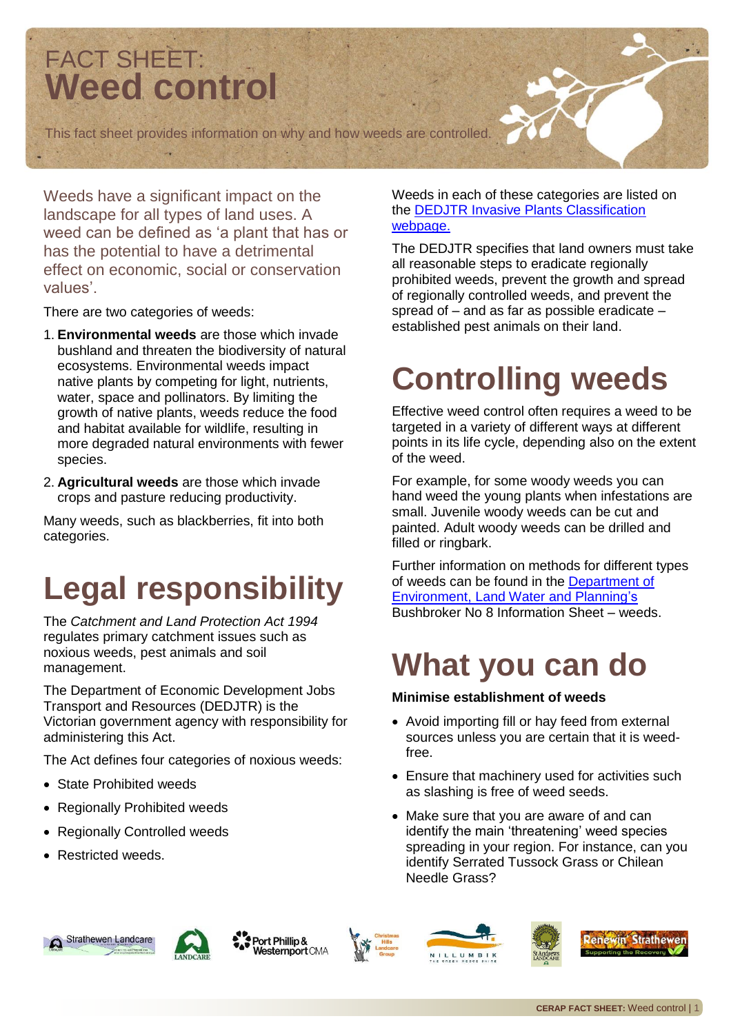# FACT SHEET: Weed control

This fact sheet provides information on why and how weeds are controlled.

Weeds have a significant impact on the landscape for all types of land uses. A weed can be defined as 'a plant that has or has the potential to have a detrimental effect on economic, social or conservation values'.

There are two categories of weeds:

1. **Environmental weeds** are those which invade bushland and threaten the biodiversity of natural ecosystems. Environmental weeds impact native plants by competing for light, nutrients, water, space and pollinators. By limiting the growth of native plants, weeds reduce the food and habitat available for wildlife, resulting in more degraded natural environments with fewer species.
2. **Agricultural weeds** are those which invade crops and pasture reducing productivity.

Many weeds, such as blackberries, fit into both categories.

# Legal responsibility

The *Catchment and Land Protection Act 1994* regulates primary catchment issues such as noxious weeds, pest animals and soil management.

The Department of Economic Development Jobs Transport and Resources (DEDJTR) is the Victorian government agency with responsibility for administering this Act.

The Act defines four categories of noxious weeds:

- State Prohibited weeds
- Regionally Prohibited weeds
- Regionally Controlled weeds
- Restricted weeds.

Weeds in each of these categories are listed on the DEDJTR Invasive Plants Classification webpage.

The DEDJTR specifies that land owners must take all reasonable steps to eradicate regionally prohibited weeds, prevent the growth and spread of regionally controlled weeds, and prevent the spread of – and as far as possible eradicate – established pest animals on their land.

# Controlling weeds

Effective weed control often requires a weed to be targeted in a variety of different ways at different points in its life cycle, depending also on the extent of the weed.

For example, for some woody weeds you can hand weed the young plants when infestations are small. Juvenile woody weeds can be cut and painted. Adult woody weeds can be drilled and filled or ringbark.

Further information on methods for different types of weeds can be found in the Department of Environment, Land Water and Planning's Bushbroker No 8 Information Sheet – weeds.

# What you can do

**Minimise establishment of weeds**

- Avoid importing fill or hay feed from external sources unless you are certain that it is weed-free.
- Ensure that machinery used for activities such as slashing is free of weed seeds.
- Make sure that you are aware of and can identify the main 'threatening' weed species spreading in your region. For instance, can you identify Serrated Tussock Grass or Chilean Needle Grass?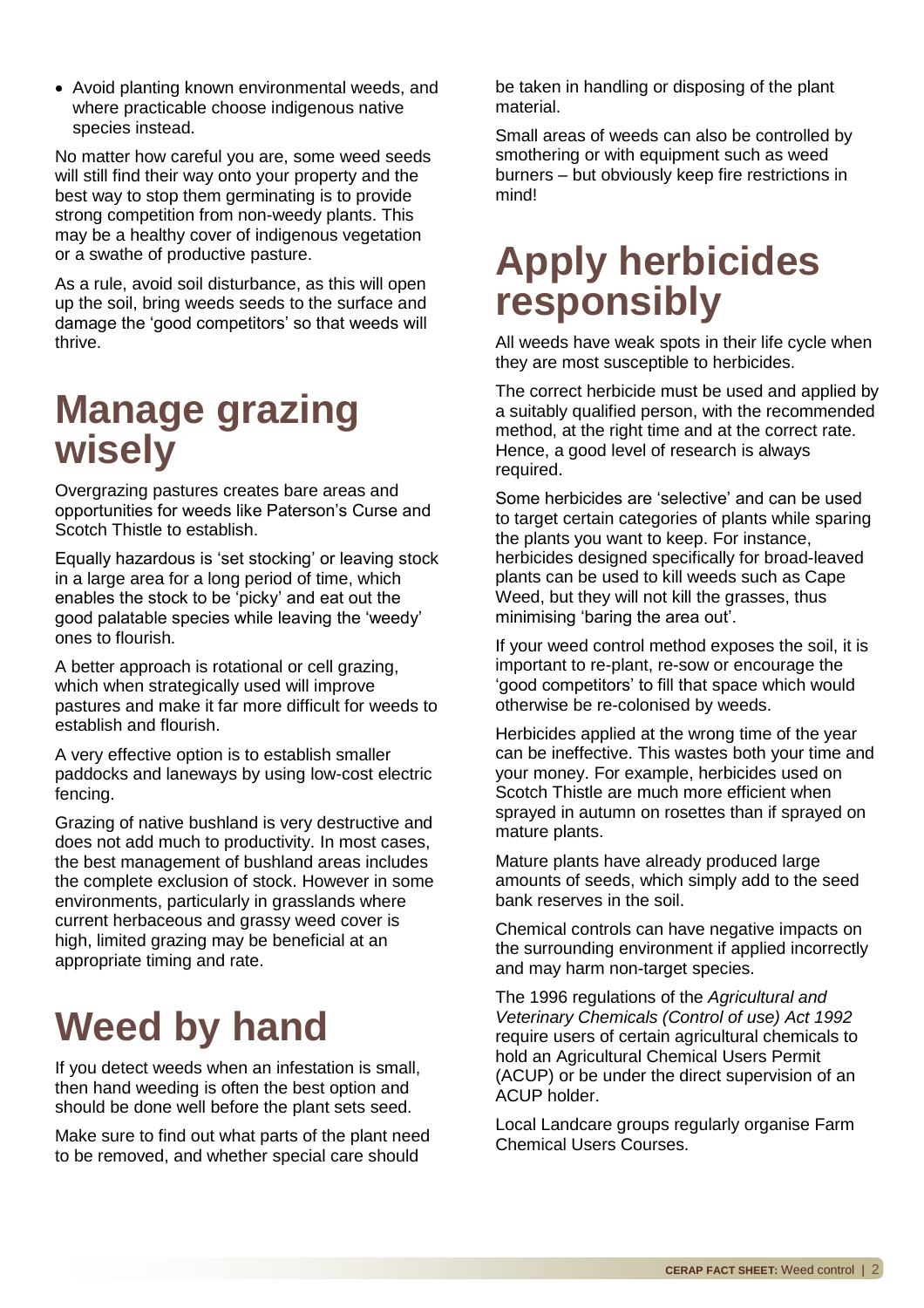- Avoid planting known environmental weeds, and where practicable choose indigenous native species instead.

No matter how careful you are, some weed seeds will still find their way onto your property and the best way to stop them germinating is to provide strong competition from non-weedy plants. This may be a healthy cover of indigenous vegetation or a swathe of productive pasture.

As a rule, avoid soil disturbance, as this will open up the soil, bring weeds seeds to the surface and damage the 'good competitors' so that weeds will thrive.

# Manage grazing wisely

Overgrazing pastures creates bare areas and opportunities for weeds like Paterson's Curse and Scotch Thistle to establish.

Equally hazardous is 'set stocking' or leaving stock in a large area for a long period of time, which enables the stock to be 'picky' and eat out the good palatable species while leaving the 'weedy' ones to flourish.

A better approach is rotational or cell grazing, which when strategically used will improve pastures and make it far more difficult for weeds to establish and flourish.

A very effective option is to establish smaller paddocks and laneways by using low-cost electric fencing.

Grazing of native bushland is very destructive and does not add much to productivity. In most cases, the best management of bushland areas includes the complete exclusion of stock. However in some environments, particularly in grasslands where current herbaceous and grassy weed cover is high, limited grazing may be beneficial at an appropriate timing and rate.

# Weed by hand

If you detect weeds when an infestation is small, then hand weeding is often the best option and should be done well before the plant sets seed.

Make sure to find out what parts of the plant need to be removed, and whether special care should be taken in handling or disposing of the plant material.

Small areas of weeds can also be controlled by smothering or with equipment such as weed burners – but obviously keep fire restrictions in mind!

# Apply herbicides responsibly

All weeds have weak spots in their life cycle when they are most susceptible to herbicides.

The correct herbicide must be used and applied by a suitably qualified person, with the recommended method, at the right time and at the correct rate. Hence, a good level of research is always required.

Some herbicides are 'selective' and can be used to target certain categories of plants while sparing the plants you want to keep. For instance, herbicides designed specifically for broad-leaved plants can be used to kill weeds such as Cape Weed, but they will not kill the grasses, thus minimising 'baring the area out'.

If your weed control method exposes the soil, it is important to re-plant, re-sow or encourage the 'good competitors' to fill that space which would otherwise be re-colonised by weeds.

Herbicides applied at the wrong time of the year can be ineffective. This wastes both your time and your money. For example, herbicides used on Scotch Thistle are much more efficient when sprayed in autumn on rosettes than if sprayed on mature plants.

Mature plants have already produced large amounts of seeds, which simply add to the seed bank reserves in the soil.

Chemical controls can have negative impacts on the surrounding environment if applied incorrectly and may harm non-target species.

The 1996 regulations of the *Agricultural and Veterinary Chemicals (Control of use) Act 1992* require users of certain agricultural chemicals to hold an Agricultural Chemical Users Permit (ACUP) or be under the direct supervision of an ACUP holder.

Local Landcare groups regularly organise Farm Chemical Users Courses.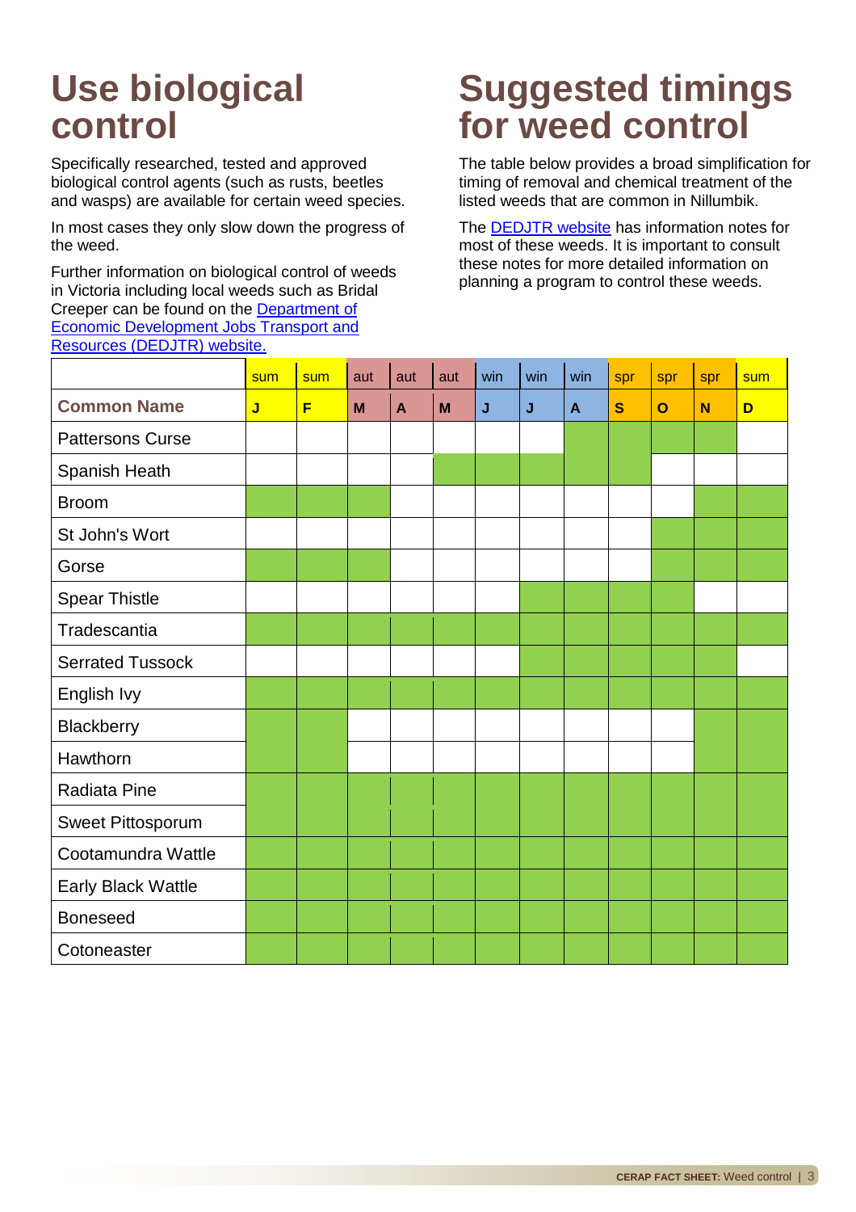# Use biological control

Specifically researched, tested and approved biological control agents (such as rusts, beetles and wasps) are available for certain weed species.

In most cases they only slow down the progress of the weed.

Further information on biological control of weeds in Victoria including local weeds such as Bridal Creeper can be found on the [Department of Economic Development Jobs Transport and Resources (DEDJTR) website.]

# Suggested timings for weed control

The table below provides a broad simplification for timing of removal and chemical treatment of the listed weeds that are common in Nillumbik.

The [DEDJTR website] has information notes for most of these weeds. It is important to consult these notes for more detailed information on planning a program to control these weeds.

(✓ = shaded/recommended month)

| | sum | sum | aut | aut | aut | win | win | win | spr | spr | spr | sum |
|---|---|---|---|---|---|---|---|---|---|---|---|---|
| **Common Name** | **J** | **F** | **M** | **A** | **M** | **J** | **J** | **A** | **S** | **O** | **N** | **D** |
| Pattersons Curse | | | | | | | | ✓ | ✓ | ✓ | ✓ | |
| Spanish Heath | | | | | ✓ | ✓ | ✓ | ✓ | ✓ | | | |
| Broom | ✓ | ✓ | ✓ | | | | | | | | ✓ | ✓ |
| St John's Wort | | | | | | | | | | ✓ | ✓ | ✓ |
| Gorse | ✓ | ✓ | ✓ | | | | | | | ✓ | ✓ | ✓ |
| Spear Thistle | | | | | | | ✓ | ✓ | ✓ | ✓ | | |
| Tradescantia | ✓ | ✓ | ✓ | ✓ | ✓ | ✓ | ✓ | ✓ | ✓ | ✓ | ✓ | ✓ |
| Serrated Tussock | | | | | | | ✓ | ✓ | ✓ | ✓ | ✓ | |
| English Ivy | ✓ | ✓ | ✓ | ✓ | ✓ | ✓ | ✓ | ✓ | ✓ | ✓ | ✓ | ✓ |
| Blackberry | ✓ | ✓ | | | | | | | | | ✓ | ✓ |
| Hawthorn | ✓ | ✓ | | | | | | | | | ✓ | ✓ |
| Radiata Pine | ✓ | ✓ | ✓ | ✓ | ✓ | ✓ | ✓ | ✓ | ✓ | ✓ | ✓ | ✓ |
| Sweet Pittosporum | ✓ | ✓ | ✓ | ✓ | ✓ | ✓ | ✓ | ✓ | ✓ | ✓ | ✓ | ✓ |
| Cootamundra Wattle | ✓ | ✓ | ✓ | ✓ | ✓ | ✓ | ✓ | ✓ | ✓ | ✓ | ✓ | ✓ |
| Early Black Wattle | ✓ | ✓ | ✓ | ✓ | ✓ | ✓ | ✓ | ✓ | ✓ | ✓ | ✓ | ✓ |
| Boneseed | ✓ | ✓ | ✓ | ✓ | ✓ | ✓ | ✓ | ✓ | ✓ | ✓ | ✓ | ✓ |
| Cotoneaster | ✓ | ✓ | ✓ | ✓ | ✓ | ✓ | ✓ | ✓ | ✓ | ✓ | ✓ | ✓ |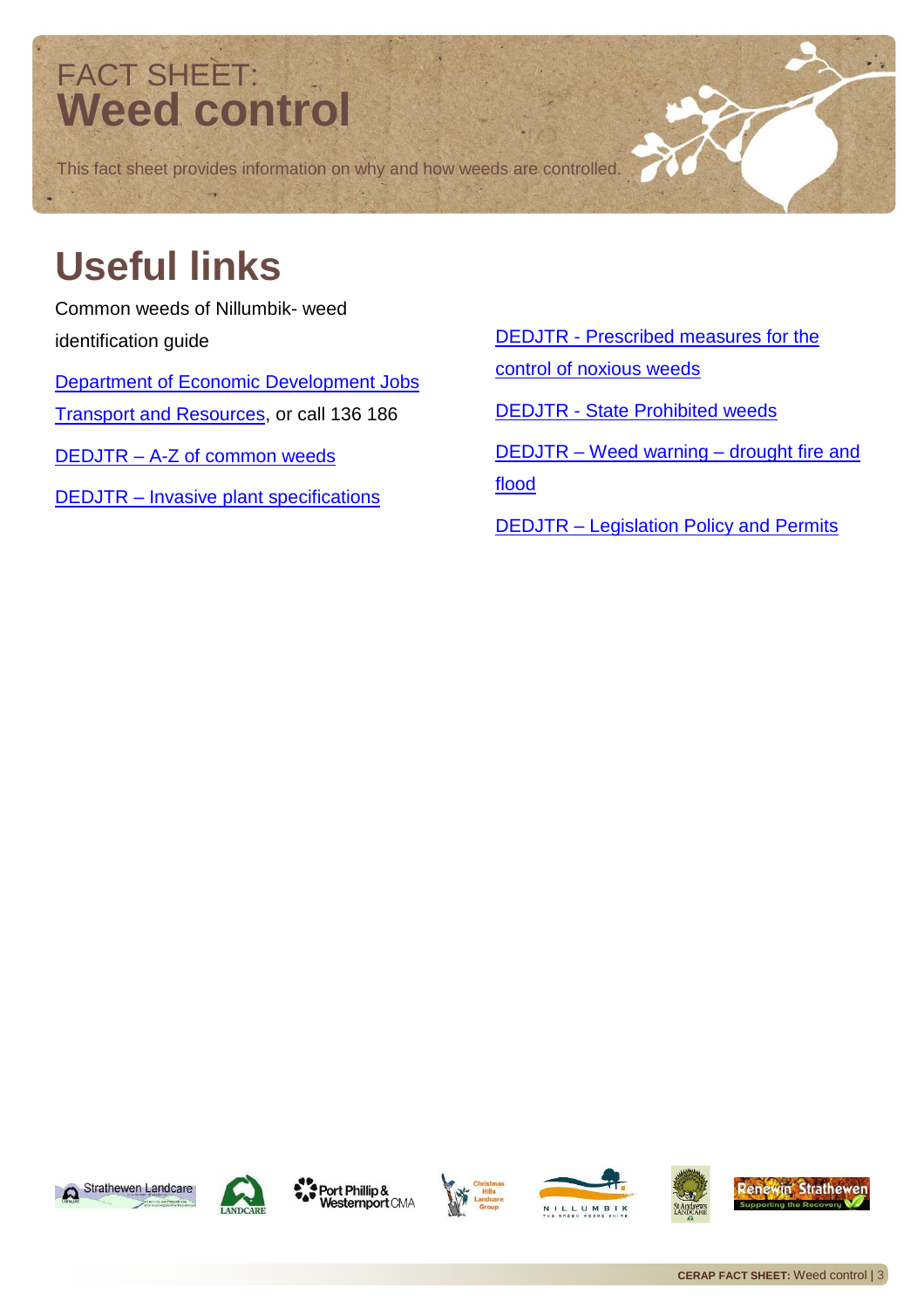# FACT SHEET: Weed control

This fact sheet provides information on why and how weeds are controlled.

# Useful links

Common weeds of Nillumbik- weed identification guide

Department of Economic Development Jobs Transport and Resources, or call 136 186

DEDJTR – A-Z of common weeds

DEDJTR – Invasive plant specifications

DEDJTR - Prescribed measures for the control of noxious weeds

DEDJTR - State Prohibited weeds

DEDJTR – Weed warning – drought fire and flood

DEDJTR – Legislation Policy and Permits